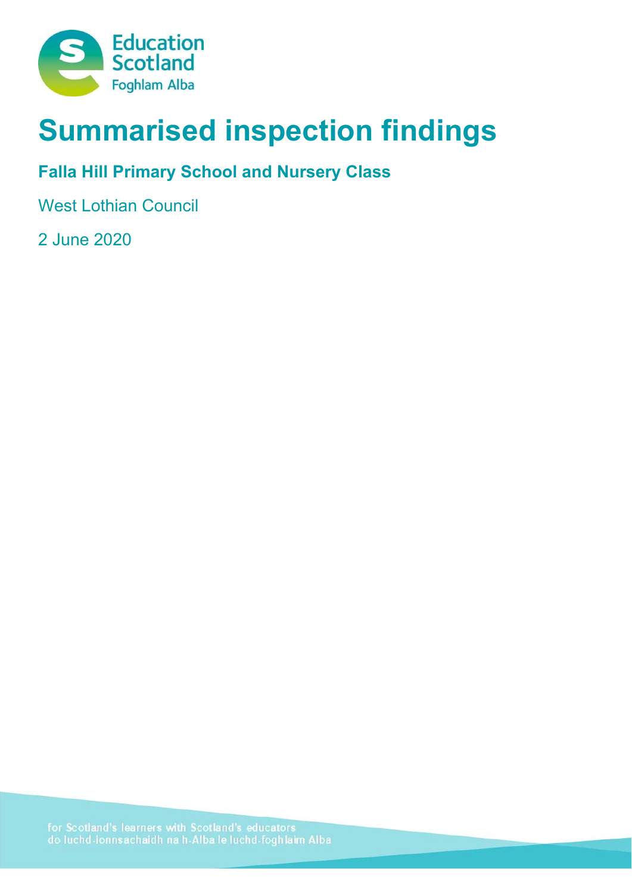Education Scotland
Foghlam Alba

# Summarised inspection findings

## Falla Hill Primary School and Nursery Class

West Lothian Council

2 June 2020

for Scotland's learners with Scotland's educators
do luchd-ionnsachaidh na h-Alba le luchd-foghlaim Alba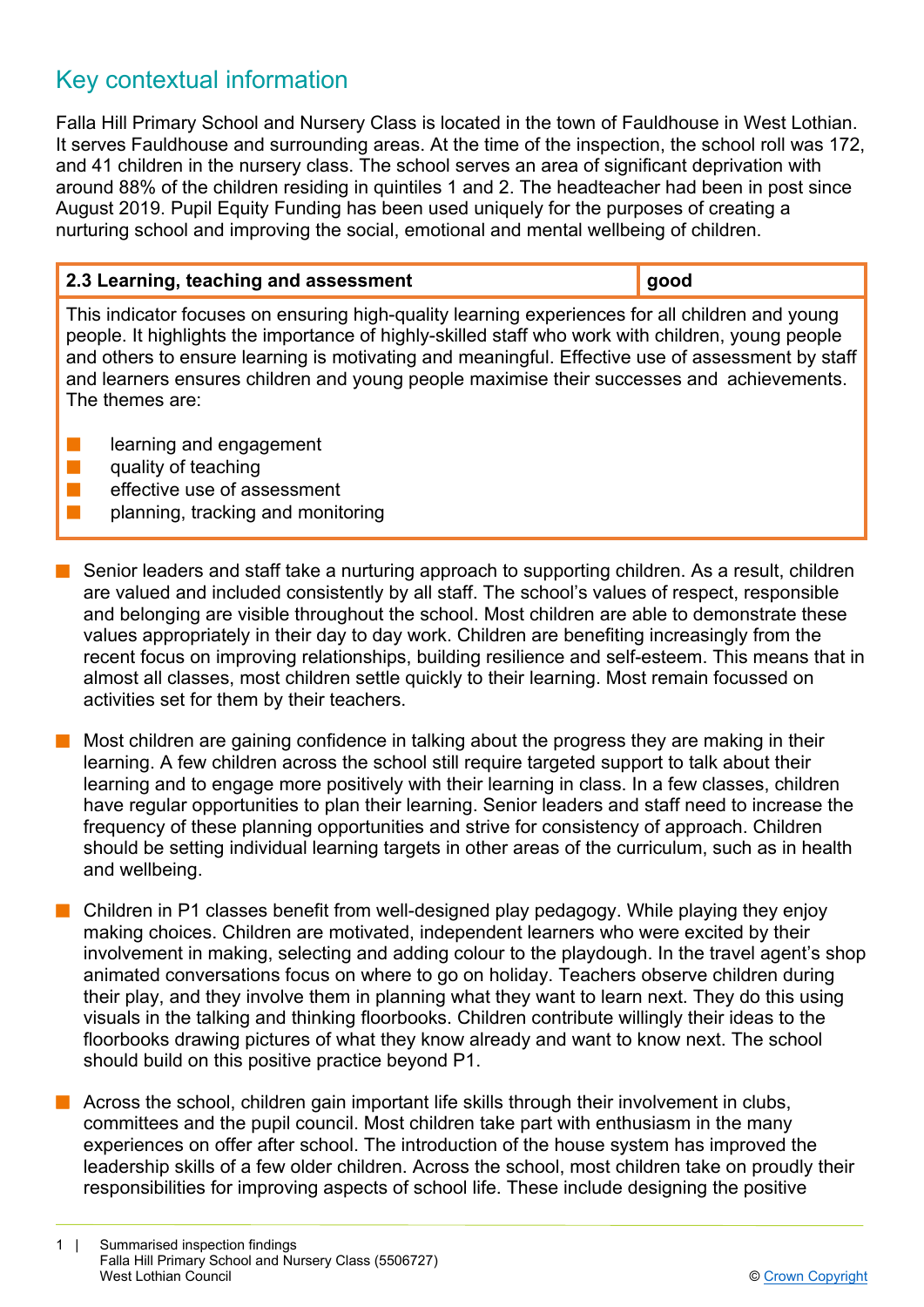## Key contextual information

Falla Hill Primary School and Nursery Class is located in the town of Fauldhouse in West Lothian. It serves Fauldhouse and surrounding areas. At the time of the inspection, the school roll was 172, and 41 children in the nursery class. The school serves an area of significant deprivation with around 88% of the children residing in quintiles 1 and 2. The headteacher had been in post since August 2019. Pupil Equity Funding has been used uniquely for the purposes of creating a nurturing school and improving the social, emotional and mental wellbeing of children.

| 2.3 Learning, teaching and assessment | good |
| --- | --- |
| This indicator focuses on ensuring high-quality learning experiences for all children and young people. It highlights the importance of highly-skilled staff who work with children, young people and others to ensure learning is motivating and meaningful. Effective use of assessment by staff and learners ensures children and young people maximise their successes and achievements. The themes are:<br>■ learning and engagement<br>■ quality of teaching<br>■ effective use of assessment<br>■ planning, tracking and monitoring | |

- Senior leaders and staff take a nurturing approach to supporting children. As a result, children are valued and included consistently by all staff. The school's values of respect, responsible and belonging are visible throughout the school. Most children are able to demonstrate these values appropriately in their day to day work. Children are benefiting increasingly from the recent focus on improving relationships, building resilience and self-esteem. This means that in almost all classes, most children settle quickly to their learning. Most remain focussed on activities set for them by their teachers.

- Most children are gaining confidence in talking about the progress they are making in their learning. A few children across the school still require targeted support to talk about their learning and to engage more positively with their learning in class. In a few classes, children have regular opportunities to plan their learning. Senior leaders and staff need to increase the frequency of these planning opportunities and strive for consistency of approach. Children should be setting individual learning targets in other areas of the curriculum, such as in health and wellbeing.

- Children in P1 classes benefit from well-designed play pedagogy. While playing they enjoy making choices. Children are motivated, independent learners who were excited by their involvement in making, selecting and adding colour to the playdough. In the travel agent's shop animated conversations focus on where to go on holiday. Teachers observe children during their play, and they involve them in planning what they want to learn next. They do this using visuals in the talking and thinking floorbooks. Children contribute willingly their ideas to the floorbooks drawing pictures of what they know already and want to know next. The school should build on this positive practice beyond P1.

- Across the school, children gain important life skills through their involvement in clubs, committees and the pupil council. Most children take part with enthusiasm in the many experiences on offer after school. The introduction of the house system has improved the leadership skills of a few older children. Across the school, most children take on proudly their responsibilities for improving aspects of school life. These include designing the positive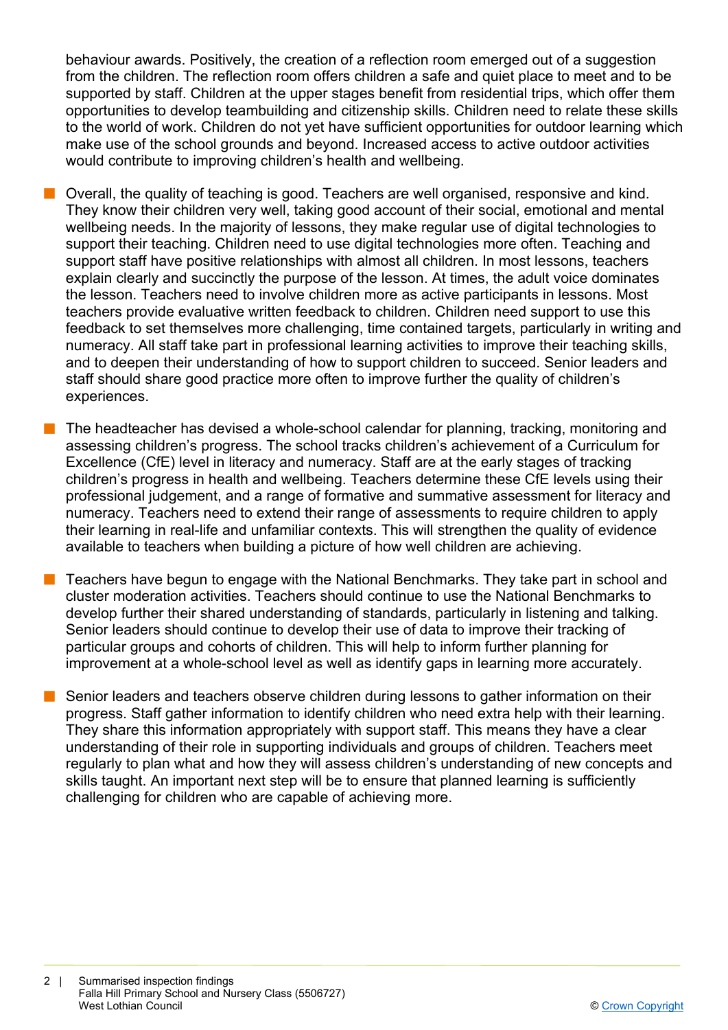behaviour awards. Positively, the creation of a reflection room emerged out of a suggestion from the children. The reflection room offers children a safe and quiet place to meet and to be supported by staff. Children at the upper stages benefit from residential trips, which offer them opportunities to develop teambuilding and citizenship skills. Children need to relate these skills to the world of work. Children do not yet have sufficient opportunities for outdoor learning which make use of the school grounds and beyond. Increased access to active outdoor activities would contribute to improving children's health and wellbeing.

- Overall, the quality of teaching is good. Teachers are well organised, responsive and kind. They know their children very well, taking good account of their social, emotional and mental wellbeing needs. In the majority of lessons, they make regular use of digital technologies to support their teaching. Children need to use digital technologies more often. Teaching and support staff have positive relationships with almost all children. In most lessons, teachers explain clearly and succinctly the purpose of the lesson. At times, the adult voice dominates the lesson. Teachers need to involve children more as active participants in lessons. Most teachers provide evaluative written feedback to children. Children need support to use this feedback to set themselves more challenging, time contained targets, particularly in writing and numeracy. All staff take part in professional learning activities to improve their teaching skills, and to deepen their understanding of how to support children to succeed. Senior leaders and staff should share good practice more often to improve further the quality of children's experiences.

- The headteacher has devised a whole-school calendar for planning, tracking, monitoring and assessing children's progress. The school tracks children's achievement of a Curriculum for Excellence (CfE) level in literacy and numeracy. Staff are at the early stages of tracking children's progress in health and wellbeing. Teachers determine these CfE levels using their professional judgement, and a range of formative and summative assessment for literacy and numeracy. Teachers need to extend their range of assessments to require children to apply their learning in real-life and unfamiliar contexts. This will strengthen the quality of evidence available to teachers when building a picture of how well children are achieving.

- Teachers have begun to engage with the National Benchmarks. They take part in school and cluster moderation activities. Teachers should continue to use the National Benchmarks to develop further their shared understanding of standards, particularly in listening and talking. Senior leaders should continue to develop their use of data to improve their tracking of particular groups and cohorts of children. This will help to inform further planning for improvement at a whole-school level as well as identify gaps in learning more accurately.

- Senior leaders and teachers observe children during lessons to gather information on their progress. Staff gather information to identify children who need extra help with their learning. They share this information appropriately with support staff. This means they have a clear understanding of their role in supporting individuals and groups of children. Teachers meet regularly to plan what and how they will assess children's understanding of new concepts and skills taught. An important next step will be to ensure that planned learning is sufficiently challenging for children who are capable of achieving more.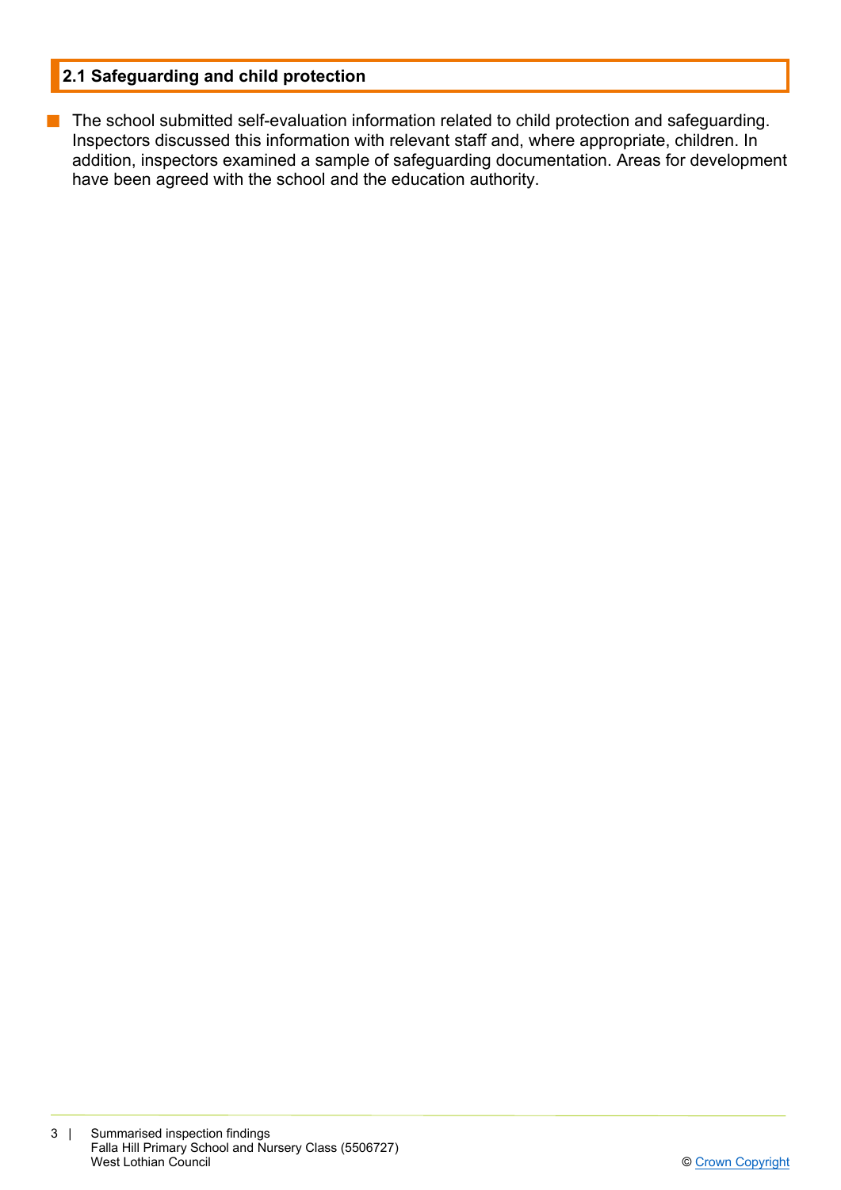## 2.1 Safeguarding and child protection

- The school submitted self-evaluation information related to child protection and safeguarding. Inspectors discussed this information with relevant staff and, where appropriate, children. In addition, inspectors examined a sample of safeguarding documentation. Areas for development have been agreed with the school and the education authority.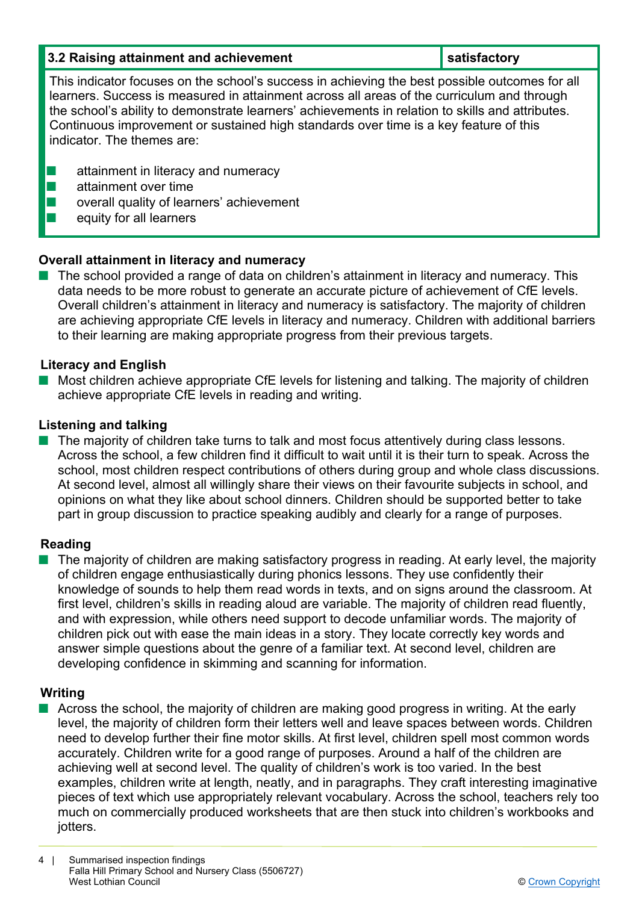| 3.2 Raising attainment and achievement | satisfactory |
| --- | --- |

This indicator focuses on the school's success in achieving the best possible outcomes for all learners. Success is measured in attainment across all areas of the curriculum and through the school's ability to demonstrate learners' achievements in relation to skills and attributes. Continuous improvement or sustained high standards over time is a key feature of this indicator. The themes are:

- attainment in literacy and numeracy
- attainment over time
- overall quality of learners' achievement
- equity for all learners

**Overall attainment in literacy and numeracy**

- The school provided a range of data on children's attainment in literacy and numeracy. This data needs to be more robust to generate an accurate picture of achievement of CfE levels. Overall children's attainment in literacy and numeracy is satisfactory. The majority of children are achieving appropriate CfE levels in literacy and numeracy. Children with additional barriers to their learning are making appropriate progress from their previous targets.

**Literacy and English**

- Most children achieve appropriate CfE levels for listening and talking. The majority of children achieve appropriate CfE levels in reading and writing.

**Listening and talking**

- The majority of children take turns to talk and most focus attentively during class lessons. Across the school, a few children find it difficult to wait until it is their turn to speak. Across the school, most children respect contributions of others during group and whole class discussions. At second level, almost all willingly share their views on their favourite subjects in school, and opinions on what they like about school dinners. Children should be supported better to take part in group discussion to practice speaking audibly and clearly for a range of purposes.

**Reading**

- The majority of children are making satisfactory progress in reading. At early level, the majority of children engage enthusiastically during phonics lessons. They use confidently their knowledge of sounds to help them read words in texts, and on signs around the classroom. At first level, children's skills in reading aloud are variable. The majority of children read fluently, and with expression, while others need support to decode unfamiliar words. The majority of children pick out with ease the main ideas in a story. They locate correctly key words and answer simple questions about the genre of a familiar text. At second level, children are developing confidence in skimming and scanning for information.

**Writing**

- Across the school, the majority of children are making good progress in writing. At the early level, the majority of children form their letters well and leave spaces between words. Children need to develop further their fine motor skills. At first level, children spell most common words accurately. Children write for a good range of purposes. Around a half of the children are achieving well at second level. The quality of children's work is too varied. In the best examples, children write at length, neatly, and in paragraphs. They craft interesting imaginative pieces of text which use appropriately relevant vocabulary. Across the school, teachers rely too much on commercially produced worksheets that are then stuck into children's workbooks and jotters.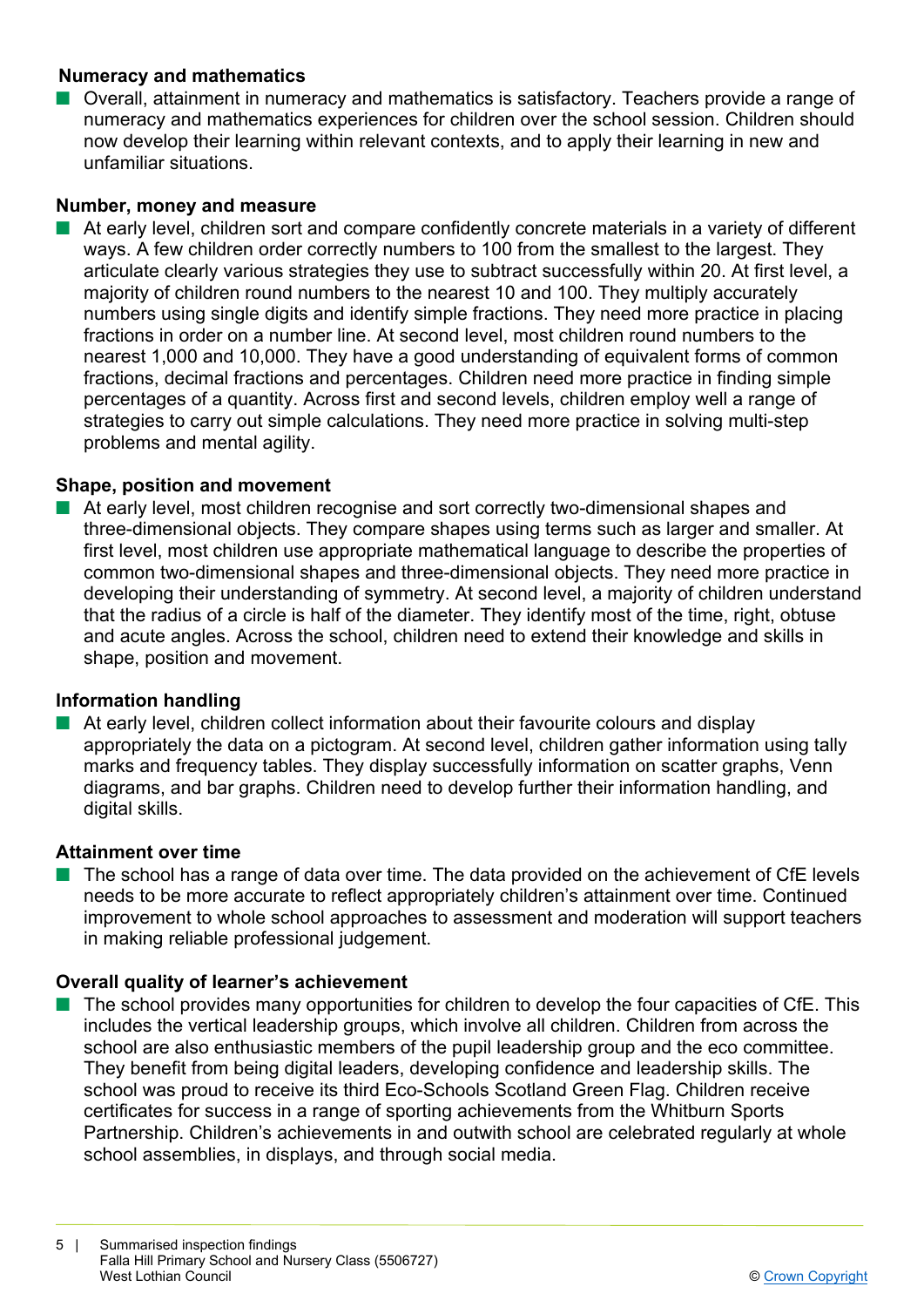### Numeracy and mathematics

- Overall, attainment in numeracy and mathematics is satisfactory. Teachers provide a range of numeracy and mathematics experiences for children over the school session. Children should now develop their learning within relevant contexts, and to apply their learning in new and unfamiliar situations.

### Number, money and measure

- At early level, children sort and compare confidently concrete materials in a variety of different ways. A few children order correctly numbers to 100 from the smallest to the largest. They articulate clearly various strategies they use to subtract successfully within 20. At first level, a majority of children round numbers to the nearest 10 and 100. They multiply accurately numbers using single digits and identify simple fractions. They need more practice in placing fractions in order on a number line. At second level, most children round numbers to the nearest 1,000 and 10,000. They have a good understanding of equivalent forms of common fractions, decimal fractions and percentages. Children need more practice in finding simple percentages of a quantity. Across first and second levels, children employ well a range of strategies to carry out simple calculations. They need more practice in solving multi-step problems and mental agility.

### Shape, position and movement

- At early level, most children recognise and sort correctly two-dimensional shapes and three-dimensional objects. They compare shapes using terms such as larger and smaller. At first level, most children use appropriate mathematical language to describe the properties of common two-dimensional shapes and three-dimensional objects. They need more practice in developing their understanding of symmetry. At second level, a majority of children understand that the radius of a circle is half of the diameter. They identify most of the time, right, obtuse and acute angles. Across the school, children need to extend their knowledge and skills in shape, position and movement.

### Information handling

- At early level, children collect information about their favourite colours and display appropriately the data on a pictogram. At second level, children gather information using tally marks and frequency tables. They display successfully information on scatter graphs, Venn diagrams, and bar graphs. Children need to develop further their information handling, and digital skills.

### Attainment over time

- The school has a range of data over time. The data provided on the achievement of CfE levels needs to be more accurate to reflect appropriately children's attainment over time. Continued improvement to whole school approaches to assessment and moderation will support teachers in making reliable professional judgement.

### Overall quality of learner's achievement

- The school provides many opportunities for children to develop the four capacities of CfE. This includes the vertical leadership groups, which involve all children. Children from across the school are also enthusiastic members of the pupil leadership group and the eco committee. They benefit from being digital leaders, developing confidence and leadership skills. The school was proud to receive its third Eco-Schools Scotland Green Flag. Children receive certificates for success in a range of sporting achievements from the Whitburn Sports Partnership. Children's achievements in and outwith school are celebrated regularly at whole school assemblies, in displays, and through social media.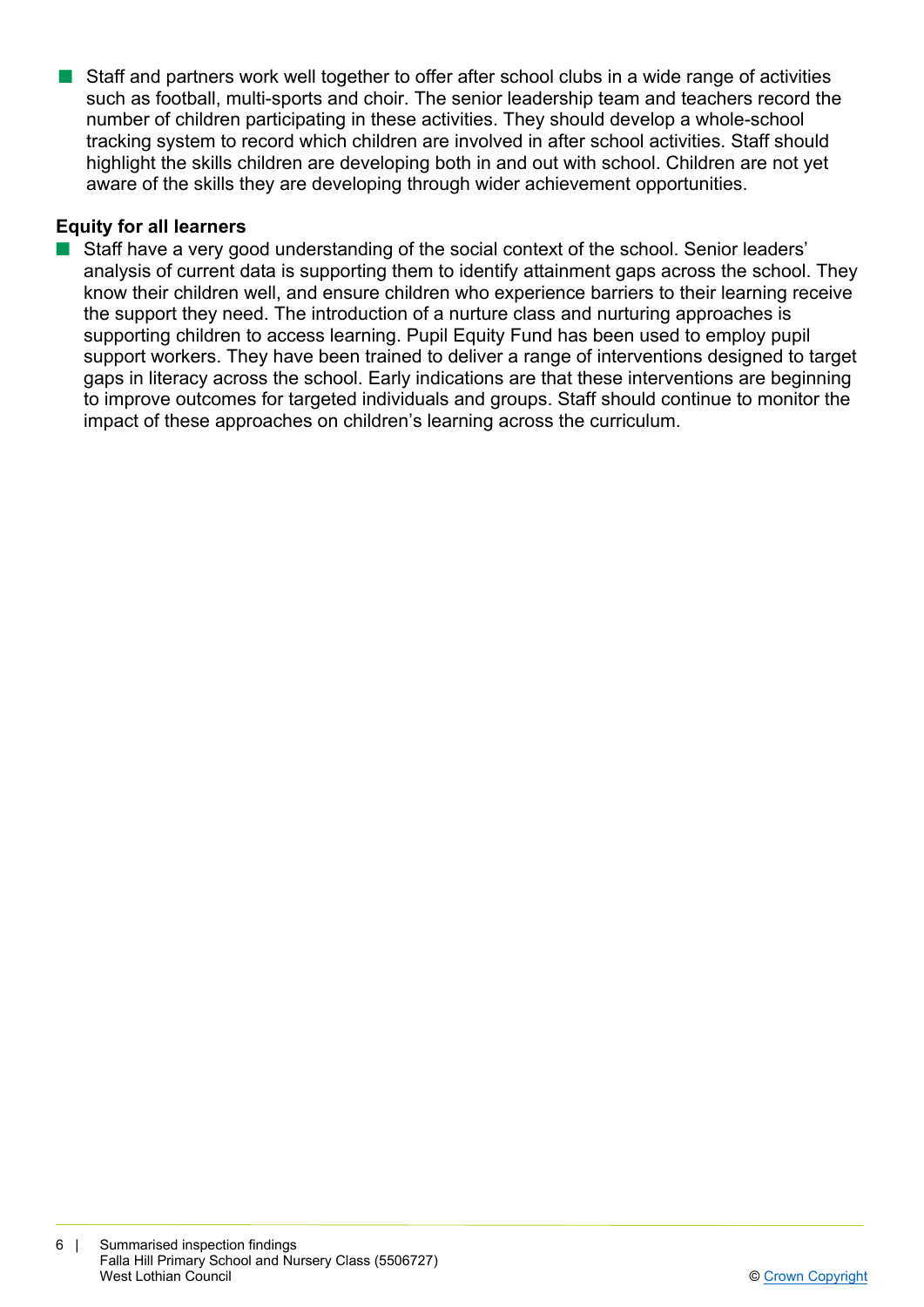- Staff and partners work well together to offer after school clubs in a wide range of activities such as football, multi-sports and choir. The senior leadership team and teachers record the number of children participating in these activities. They should develop a whole-school tracking system to record which children are involved in after school activities. Staff should highlight the skills children are developing both in and out with school. Children are not yet aware of the skills they are developing through wider achievement opportunities.

**Equity for all learners**

- Staff have a very good understanding of the social context of the school. Senior leaders' analysis of current data is supporting them to identify attainment gaps across the school. They know their children well, and ensure children who experience barriers to their learning receive the support they need. The introduction of a nurture class and nurturing approaches is supporting children to access learning. Pupil Equity Fund has been used to employ pupil support workers. They have been trained to deliver a range of interventions designed to target gaps in literacy across the school. Early indications are that these interventions are beginning to improve outcomes for targeted individuals and groups. Staff should continue to monitor the impact of these approaches on children's learning across the curriculum.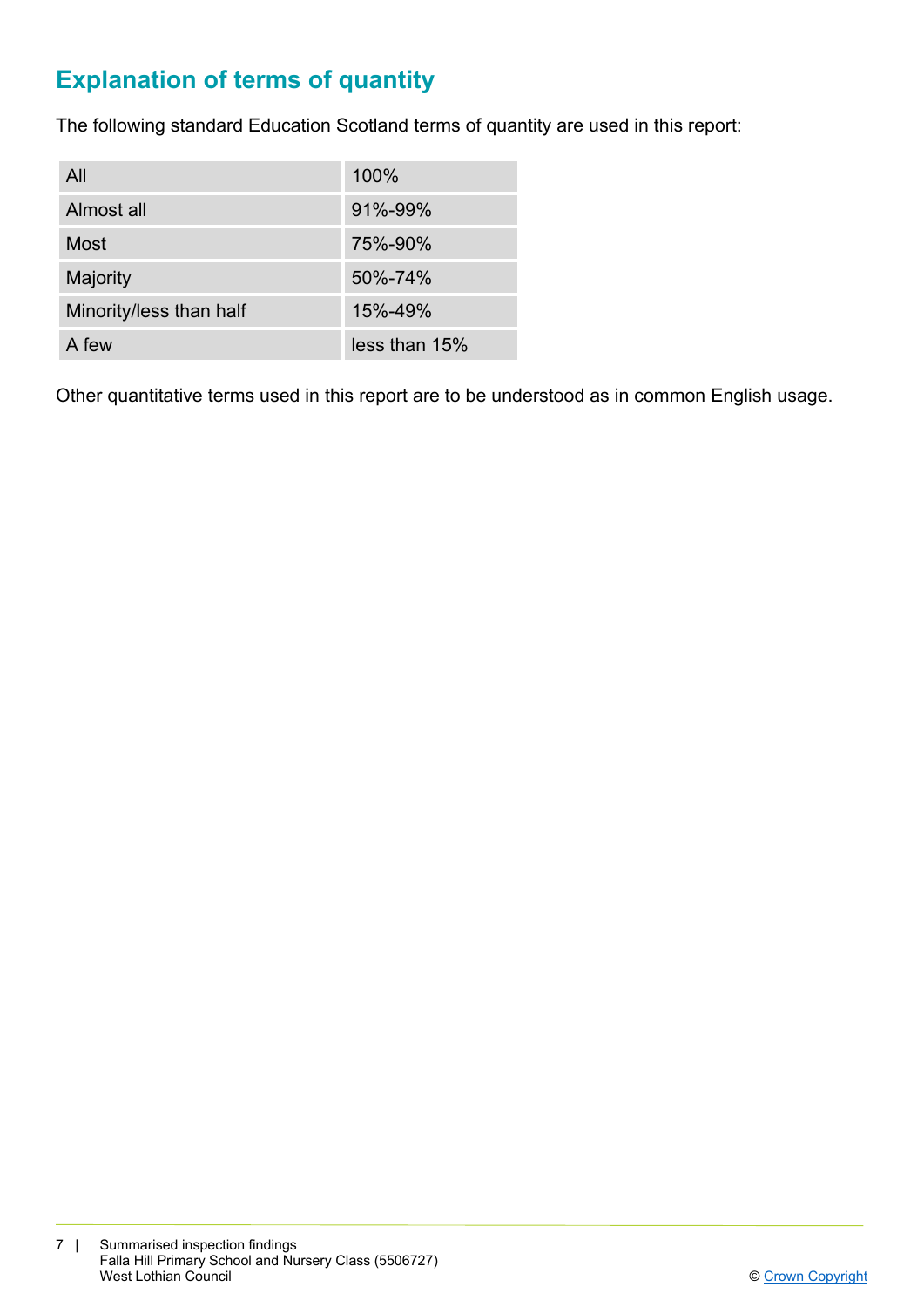## Explanation of terms of quantity

The following standard Education Scotland terms of quantity are used in this report:

| | |
|---|---|
| All | 100% |
| Almost all | 91%-99% |
| Most | 75%-90% |
| Majority | 50%-74% |
| Minority/less than half | 15%-49% |
| A few | less than 15% |

Other quantitative terms used in this report are to be understood as in common English usage.